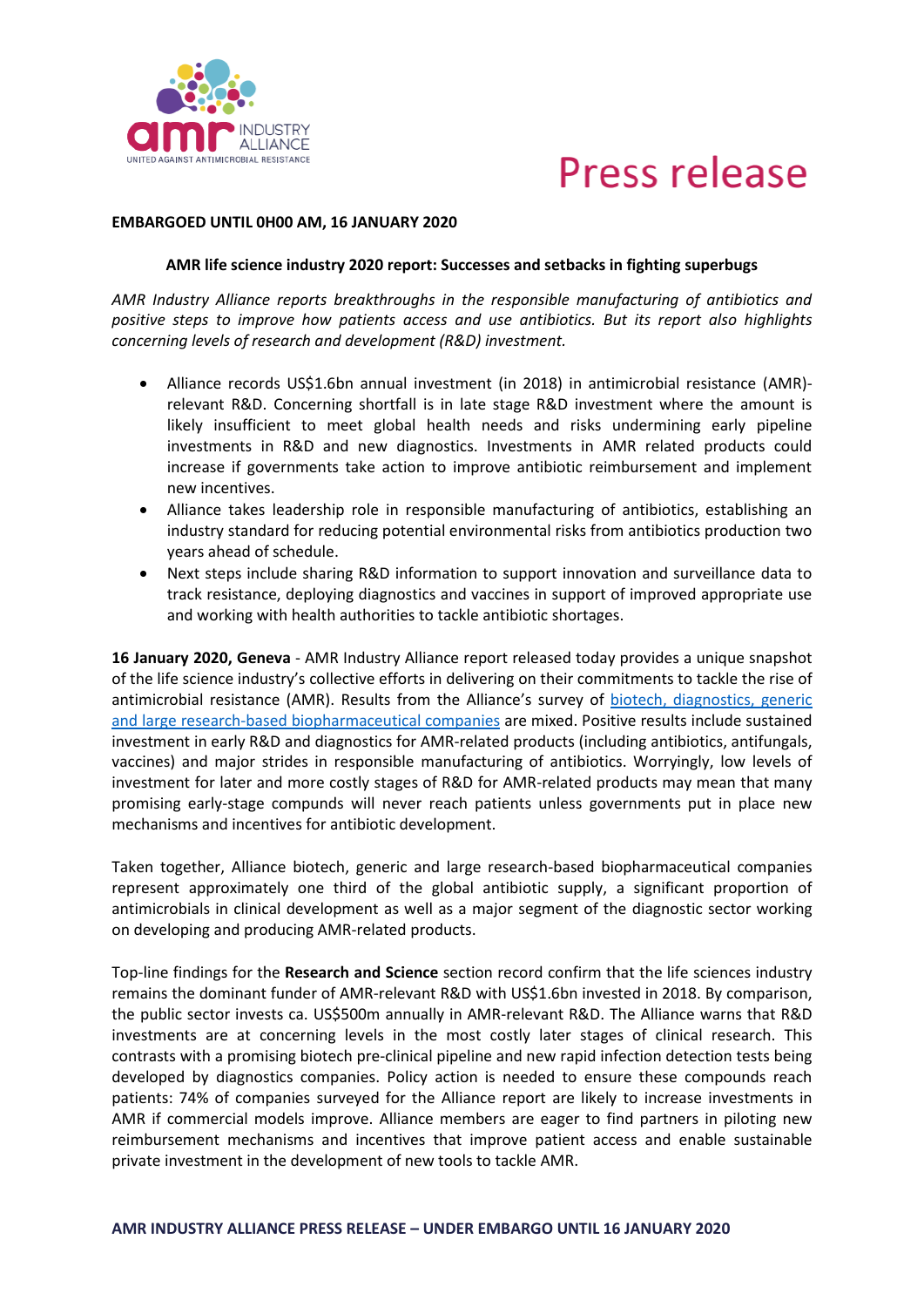# Press release

**EMBARGOED UNTIL 0H00 AM, 16 JANUARY 2020**

## AMR life science industry 2020 report: Successes and setbacks in fighting superbugs

*AMR Industry Alliance reports breakthroughs in the responsible manufacturing of antibiotics and positive steps to improve how patients access and use antibiotics. But its report also highlights concerning levels of research and development (R&D) investment.*

- Alliance records US$1.6bn annual investment (in 2018) in antimicrobial resistance (AMR)-relevant R&D. Concerning shortfall is in late stage R&D investment where the amount is likely insufficient to meet global health needs and risks undermining early pipeline investments in R&D and new diagnostics. Investments in AMR related products could increase if governments take action to improve antibiotic reimbursement and implement new incentives.
- Alliance takes leadership role in responsible manufacturing of antibiotics, establishing an industry standard for reducing potential environmental risks from antibiotics production two years ahead of schedule.
- Next steps include sharing R&D information to support innovation and surveillance data to track resistance, deploying diagnostics and vaccines in support of improved appropriate use and working with health authorities to tackle antibiotic shortages.

**16 January 2020, Geneva** - AMR Industry Alliance report released today provides a unique snapshot of the life science industry's collective efforts in delivering on their commitments to tackle the rise of antimicrobial resistance (AMR). Results from the Alliance's survey of biotech, diagnostics, generic and large research-based biopharmaceutical companies are mixed. Positive results include sustained investment in early R&D and diagnostics for AMR-related products (including antibiotics, antifungals, vaccines) and major strides in responsible manufacturing of antibiotics. Worryingly, low levels of investment for later and more costly stages of R&D for AMR-related products may mean that many promising early-stage compunds will never reach patients unless governments put in place new mechanisms and incentives for antibiotic development.

Taken together, Alliance biotech, generic and large research-based biopharmaceutical companies represent approximately one third of the global antibiotic supply, a significant proportion of antimicrobials in clinical development as well as a major segment of the diagnostic sector working on developing and producing AMR-related products.

Top-line findings for the **Research and Science** section record confirm that the life sciences industry remains the dominant funder of AMR-relevant R&D with US$1.6bn invested in 2018. By comparison, the public sector invests ca. US$500m annually in AMR-relevant R&D. The Alliance warns that R&D investments are at concerning levels in the most costly later stages of clinical research. This contrasts with a promising biotech pre-clinical pipeline and new rapid infection detection tests being developed by diagnostics companies. Policy action is needed to ensure these compounds reach patients: 74% of companies surveyed for the Alliance report are likely to increase investments in AMR if commercial models improve. Alliance members are eager to find partners in piloting new reimbursement mechanisms and incentives that improve patient access and enable sustainable private investment in the development of new tools to tackle AMR.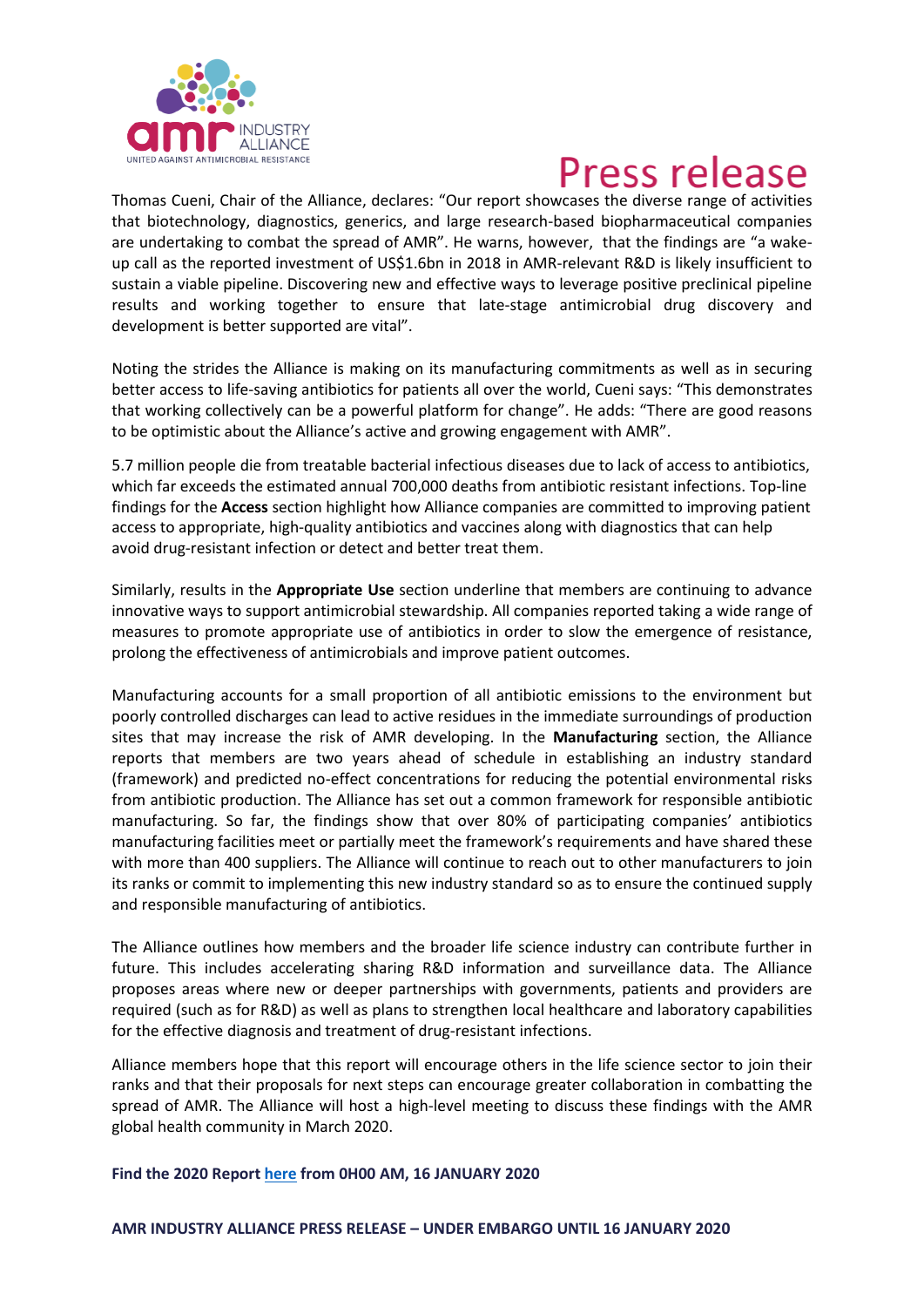# Press release

Thomas Cueni, Chair of the Alliance, declares: "Our report showcases the diverse range of activities that biotechnology, diagnostics, generics, and large research-based biopharmaceutical companies are undertaking to combat the spread of AMR". He warns, however, that the findings are "a wake-up call as the reported investment of US$1.6bn in 2018 in AMR-relevant R&D is likely insufficient to sustain a viable pipeline. Discovering new and effective ways to leverage positive preclinical pipeline results and working together to ensure that late-stage antimicrobial drug discovery and development is better supported are vital".

Noting the strides the Alliance is making on its manufacturing commitments as well as in securing better access to life-saving antibiotics for patients all over the world, Cueni says: "This demonstrates that working collectively can be a powerful platform for change". He adds: "There are good reasons to be optimistic about the Alliance's active and growing engagement with AMR".

5.7 million people die from treatable bacterial infectious diseases due to lack of access to antibiotics, which far exceeds the estimated annual 700,000 deaths from antibiotic resistant infections. Top-line findings for the **Access** section highlight how Alliance companies are committed to improving patient access to appropriate, high-quality antibiotics and vaccines along with diagnostics that can help avoid drug-resistant infection or detect and better treat them.

Similarly, results in the **Appropriate Use** section underline that members are continuing to advance innovative ways to support antimicrobial stewardship. All companies reported taking a wide range of measures to promote appropriate use of antibiotics in order to slow the emergence of resistance, prolong the effectiveness of antimicrobials and improve patient outcomes.

Manufacturing accounts for a small proportion of all antibiotic emissions to the environment but poorly controlled discharges can lead to active residues in the immediate surroundings of production sites that may increase the risk of AMR developing. In the **Manufacturing** section, the Alliance reports that members are two years ahead of schedule in establishing an industry standard (framework) and predicted no-effect concentrations for reducing the potential environmental risks from antibiotic production. The Alliance has set out a common framework for responsible antibiotic manufacturing. So far, the findings show that over 80% of participating companies' antibiotics manufacturing facilities meet or partially meet the framework's requirements and have shared these with more than 400 suppliers. The Alliance will continue to reach out to other manufacturers to join its ranks or commit to implementing this new industry standard so as to ensure the continued supply and responsible manufacturing of antibiotics.

The Alliance outlines how members and the broader life science industry can contribute further in future. This includes accelerating sharing R&D information and surveillance data. The Alliance proposes areas where new or deeper partnerships with governments, patients and providers are required (such as for R&D) as well as plans to strengthen local healthcare and laboratory capabilities for the effective diagnosis and treatment of drug-resistant infections.

Alliance members hope that this report will encourage others in the life science sector to join their ranks and that their proposals for next steps can encourage greater collaboration in combatting the spread of AMR. The Alliance will host a high-level meeting to discuss these findings with the AMR global health community in March 2020.

**Find the 2020 Report [here] from 0H00 AM, 16 JANUARY 2020**

**AMR INDUSTRY ALLIANCE PRESS RELEASE – UNDER EMBARGO UNTIL 16 JANUARY 2020**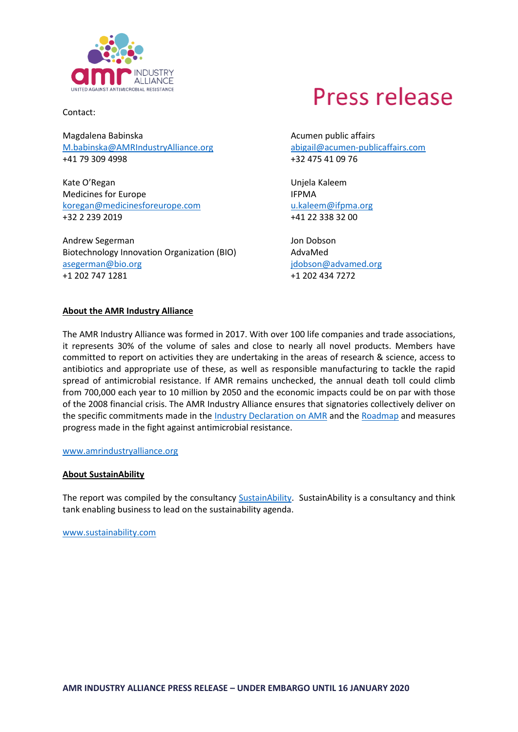# Press release

Contact:

Magdalena Babinska
M.babinska@AMRIndustryAlliance.org
+41 79 309 4998

Acumen public affairs
abigail@acumen-publicaffairs.com
+32 475 41 09 76

Kate O'Regan
Medicines for Europe
koregan@medicinesforeurope.com
+32 2 239 2019

Unjela Kaleem
IFPMA
u.kaleem@ifpma.org
+41 22 338 32 00

Andrew Segerman
Biotechnology Innovation Organization (BIO)
asegerman@bio.org
+1 202 747 1281

Jon Dobson
AdvaMed
jdobson@advamed.org
+1 202 434 7272

**About the AMR Industry Alliance**

The AMR Industry Alliance was formed in 2017. With over 100 life companies and trade associations, it represents 30% of the volume of sales and close to nearly all novel products. Members have committed to report on activities they are undertaking in the areas of research & science, access to antibiotics and appropriate use of these, as well as responsible manufacturing to tackle the rapid spread of antimicrobial resistance. If AMR remains unchecked, the annual death toll could climb from 700,000 each year to 10 million by 2050 and the economic impacts could be on par with those of the 2008 financial crisis. The AMR Industry Alliance ensures that signatories collectively deliver on the specific commitments made in the Industry Declaration on AMR and the Roadmap and measures progress made in the fight against antimicrobial resistance.

www.amrindustryalliance.org

**About SustainAbility**

The report was compiled by the consultancy SustainAbility. SustainAbility is a consultancy and think tank enabling business to lead on the sustainability agenda.

www.sustainability.com

**AMR INDUSTRY ALLIANCE PRESS RELEASE – UNDER EMBARGO UNTIL 16 JANUARY 2020**